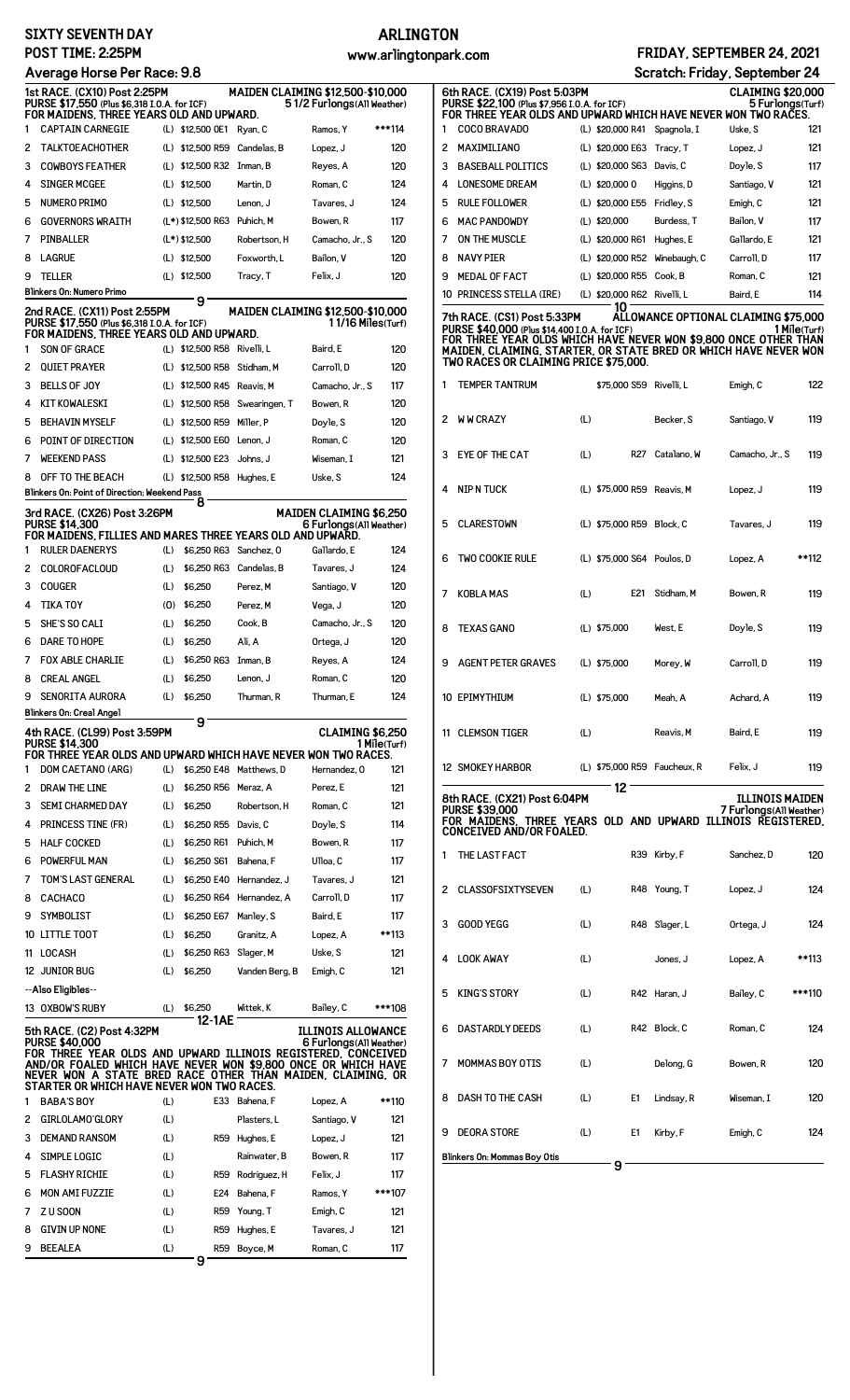# SIXTY SEVENTH DAY — ARLINGTON

**POST TIME: 2:25PM** — www.arlingtonpark.com — **FRIDAY, SEPTEMBER 24, 2021**

**Average Horse Per Race: 9.8** — **Scratch: Friday, September 24**

## 1st RACE. (CX10) Post 2:25PM — MAIDEN CLAIMING $12,500-$10,000

**PURSE $17,550** (Plus $6,318 I.O.A. for ICF) — 5 1/2 Furlongs(All Weather)

FOR MAIDENS, THREE YEARS OLD AND UPWARD.

| # | Horse | | Claim | Trainer | Jockey | Wt |
|---|---|---|---|---|---|---|
| 1 | CAPTAIN CARNEGIE | (L) | $12,500 0E1 | Ryan, C | Ramos, Y | ***114 |
| 2 | TALKTOEACHOTHER | (L) | $12,500 R59 | Candelas, B | Lopez, J | 120 |
| 3 | COWBOYS FEATHER | (L) | $12,500 R32 | Inman, B | Reyes, A | 120 |
| 4 | SINGER MCGEE | (L) | $12,500 | Martin, D | Roman, C | 124 |
| 5 | NUMERO PRIMO | (L) | $12,500 | Lenon, J | Tavares, J | 124 |
| 6 | GOVERNORS WRAITH | (L*) | $12,500 R63 | Puhich, M | Bowen, R | 117 |
| 7 | PINBALLER | (L*) | $12,500 | Robertson, H | Camacho, Jr., S | 120 |
| 8 | LAGRUE | (L) | $12,500 | Foxworth, L | Bailon, V | 120 |
| 9 | TELLER | (L) | $12,500 | Tracy, T | Felix, J | 120 |

Blinkers On: Numero Primo

9

## 2nd RACE. (CX11) Post 2:55PM — MAIDEN CLAIMING $12,500-$10,000

**PURSE $17,550** (Plus $6,318 I.O.A. for ICF) — 1 1/16 Miles(Turf)

FOR MAIDENS, THREE YEARS OLD AND UPWARD.

| # | Horse | | Claim | Trainer | Jockey | Wt |
|---|---|---|---|---|---|---|
| 1 | SON OF GRACE | (L) | $12,500 R58 | Rivelli, L | Baird, E | 120 |
| 2 | QUIET PRAYER | (L) | $12,500 R58 | Stidham, M | Carroll, D | 120 |
| 3 | BELLS OF JOY | (L) | $12,500 R45 | Reavis, M | Camacho, Jr., S | 117 |
| 4 | KIT KOWALESKI | (L) | $12,500 R58 | Swearingen, T | Bowen, R | 120 |
| 5 | BEHAVIN MYSELF | (L) | $12,500 R59 | Miller, P | Doyle, S | 120 |
| 6 | POINT OF DIRECTION | (L) | $12,500 E60 | Lenon, J | Roman, C | 120 |
| 7 | WEEKEND PASS | (L) | $12,500 E23 | Johns, J | Wiseman, I | 121 |
| 8 | OFF TO THE BEACH | (L) | $12,500 R58 | Hughes, E | Uske, S | 124 |

Blinkers On: Point of Direction; Weekend Pass

8

## 3rd RACE. (CX26) Post 3:26PM — MAIDEN CLAIMING $6,250

**PURSE $14,300** — 6 Furlongs(All Weather)

FOR MAIDENS, FILLIES AND MARES THREE YEARS OLD AND UPWARD.

| # | Horse | | Claim | Trainer | Jockey | Wt |
|---|---|---|---|---|---|---|
| 1 | RULER DAENERYS | (L) | $6,250 R63 | Sanchez, O | Gallardo, E | 124 |
| 2 | COLOROFACLOUD | (L) | $6,250 R63 | Candelas, B | Tavares, J | 124 |
| 3 | COUGER | (L) | $6,250 | Perez, M | Santiago, V | 120 |
| 4 | TIKA TOY | (O) | $6,250 | Perez, M | Vega, J | 120 |
| 5 | SHE'S SO CALI | (L) | $6,250 | Cook, B | Camacho, Jr., S | 120 |
| 6 | DARE TO HOPE | (L) | $6,250 | Ali, A | Ortega, J | 120 |
| 7 | FOX ABLE CHARLIE | (L) | $6,250 R63 | Inman, B | Reyes, A | 124 |
| 8 | CREAL ANGEL | (L) | $6,250 | Lenon, J | Roman, C | 120 |
| 9 | SENORITA AURORA | (L) | $6,250 | Thurman, R | Thurman, E | 124 |

Blinkers On: Creal Angel

9

## 4th RACE. (CL99) Post 3:59PM — CLAIMING $6,250

**PURSE $14,300** — 1 Mile(Turf)

FOR THREE YEAR OLDS AND UPWARD WHICH HAVE NEVER WON TWO RACES.

| # | Horse | | Claim | Trainer | Jockey | Wt |
|---|---|---|---|---|---|---|
| 1 | DOM CAETANO (ARG) | (L) | $6,250 E48 | Matthews, D | Hernandez, O | 121 |
| 2 | DRAW THE LINE | (L) | $6,250 R56 | Meraz, A | Perez, E | 121 |
| 3 | SEMI CHARMED DAY | (L) | $6,250 | Robertson, H | Roman, C | 121 |
| 4 | PRINCESS TINE (FR) | (L) | $6,250 R55 | Davis, C | Doyle, S | 114 |
| 5 | HALF COCKED | (L) | $6,250 R61 | Puhich, M | Bowen, R | 117 |
| 6 | POWERFUL MAN | (L) | $6,250 S61 | Bahena, F | Ulloa, C | 117 |
| 7 | TOM'S LAST GENERAL | (L) | $6,250 E40 | Hernandez, J | Tavares, J | 121 |
| 8 | CACHACO | (L) | $6,250 R64 | Hernandez, A | Carroll, D | 121 |
| 9 | SYMBOLIST | (L) | $6,250 E67 | Manley, S | Baird, E | 117 |
| 10 | LITTLE TOOT | (L) | $6,250 | Granitz, A | Lopez, A | **113 |
| 11 | LOCASH | (L) | $6,250 R63 | Slager, M | Uske, S | 121 |
| 12 | JUNIOR BUG | (L) | $6,250 | Vanden Berg, B | Emigh, C | 121 |
| | --Also Eligibles-- | | | | | |
| 13 | OXBOW'S RUBY | (L) | $6,250 | Wittek, K | Bailey, C | ***108 |

12-1AE

## 5th RACE. (C2) Post 4:32PM — ILLINOIS ALLOWANCE

**PURSE $40,000** — 6 Furlongs(All Weather)

FOR THREE YEAR OLDS AND UPWARD ILLINOIS REGISTERED, CONCEIVED AND/OR FOALED WHICH HAVE NEVER WON $9,800 ONCE OR WHICH HAVE NEVER WON A STATE BRED RACE OTHER THAN MAIDEN, CLAIMING, OR STARTER OR WHICH HAVE NEVER WON TWO RACES.

| # | Horse | | | Trainer | Jockey | Wt |
|---|---|---|---|---|---|---|
| 1 | BABA'S BOY | (L) | E33 | Bahena, F | Lopez, A | **110 |
| 2 | GIRLOLAMO'GLORY | (L) | | Plasters, L | Santiago, V | 121 |
| 3 | DEMAND RANSOM | (L) | R59 | Hughes, E | Lopez, J | 121 |
| 4 | SIMPLE LOGIC | (L) | | Rainwater, B | Bowen, R | 117 |
| 5 | FLASHY RICHIE | (L) | R59 | Rodriguez, H | Felix, J | 117 |
| 6 | MON AMI FUZZIE | (L) | E24 | Bahena, F | Ramos, Y | ***107 |
| 7 | Z U SOON | (L) | R59 | Young, T | Emigh, C | 121 |
| 8 | GIVIN UP NONE | (L) | R59 | Hughes, E | Tavares, J | 121 |
| 9 | BEEALEA | (L) | R59 | Boyce, M | Roman, C | 117 |

9

## 6th RACE. (CX19) Post 5:03PM — CLAIMING $20,000

**PURSE $22,100** (Plus $7,956 I.O.A. for ICF) — 5 Furlongs(Turf)

FOR THREE YEAR OLDS AND UPWARD WHICH HAVE NEVER WON TWO RACES.

| # | Horse | | Claim | Trainer | Jockey | Wt |
|---|---|---|---|---|---|---|
| 1 | COCO BRAVADO | (L) | $20,000 R41 | Spagnola, I | Uske, S | 121 |
| 2 | MAXIMILIANO | (L) | $20,000 E63 | Tracy, T | Lopez, J | 121 |
| 3 | BASEBALL POLITICS | (L) | $20,000 S63 | Davis, C | Doyle, S | 117 |
| 4 | LONESOME DREAM | (L) | $20,000 0 | Higgins, D | Santiago, V | 121 |
| 5 | RULE FOLLOWER | (L) | $20,000 E55 | Fridley, S | Emigh, C | 121 |
| 6 | MAC PANDOWDY | (L) | $20,000 | Burdess, T | Bailon, V | 117 |
| 7 | ON THE MUSCLE | (L) | $20,000 R61 | Hughes, E | Gallardo, E | 121 |
| 8 | NAVY PIER | (L) | $20,000 R52 | Winebaugh, C | Carroll, D | 117 |
| 9 | MEDAL OF FACT | (L) | $20,000 R55 | Cook, B | Roman, C | 121 |
| 10 | PRINCESS STELLA (IRE) | (L) | $20,000 R62 | Rivelli, L | Baird, E | 114 |

10

## 7th RACE. (CS1) Post 5:33PM — ALLOWANCE OPTIONAL CLAIMING $75,000

**PURSE $40,000** (Plus $14,400 I.O.A. for ICF) — 1 Mile(Turf)

FOR THREE YEAR OLDS WHICH HAVE NEVER WON $9,800 ONCE OTHER THAN MAIDEN, CLAIMING, STARTER, OR STATE BRED OR WHICH HAVE NEVER WON TWO RACES OR CLAIMING PRICE $75,000.

| # | Horse | | Claim | Trainer | Jockey | Wt |
|---|---|---|---|---|---|---|
| 1 | TEMPER TANTRUM | | $75,000 S59 | Rivelli, L | Emigh, C | 122 |
| 2 | W W CRAZY | (L) | | Becker, S | Santiago, V | 119 |
| 3 | EYE OF THE CAT | (L) | R27 | Catalano, W | Camacho, Jr., S | 119 |
| 4 | NIP N TUCK | (L) | $75,000 R59 | Reavis, M | Lopez, J | 119 |
| 5 | CLARESTOWN | (L) | $75,000 R59 | Block, C | Tavares, J | 119 |
| 6 | TWO COOKIE RULE | (L) | $75,000 S64 | Poulos, D | Lopez, A | **112 |
| 7 | KOBLA MAS | (L) | E21 | Stidham, M | Bowen, R | 119 |
| 8 | TEXAS GANO | (L) | $75,000 | West, E | Doyle, S | 119 |
| 9 | AGENT PETER GRAVES | (L) | $75,000 | Morey, W | Carroll, D | 119 |
| 10 | EPIMYTHIUM | (L) | $75,000 | Meah, A | Achard, A | 119 |
| 11 | CLEMSON TIGER | (L) | | Reavis, M | Baird, E | 119 |
| 12 | SMOKEY HARBOR | (L) | $75,000 R59 | Faucheux, R | Felix, J | 119 |

12

## 8th RACE. (CX21) Post 6:04PM — ILLINOIS MAIDEN

**PURSE $39,000** — 7 Furlongs(All Weather)

FOR MAIDENS, THREE YEARS OLD AND UPWARD ILLINOIS REGISTERED, CONCEIVED AND/OR FOALED.

| # | Horse | | | Trainer | Jockey | Wt |
|---|---|---|---|---|---|---|
| 1 | THE LAST FACT | | R39 | Kirby, F | Sanchez, D | 120 |
| 2 | CLASSOFSIXTYSEVEN | (L) | R48 | Young, T | Lopez, J | 124 |
| 3 | GOOD YEGG | (L) | R48 | Slager, L | Ortega, J | 124 |
| 4 | LOOK AWAY | (L) | | Jones, J | Lopez, A | **113 |
| 5 | KING'S STORY | (L) | R42 | Haran, J | Bailey, C | ***110 |
| 6 | DASTARDLY DEEDS | (L) | R42 | Block, C | Roman, C | 124 |
| 7 | MOMMAS BOY OTIS | (L) | | DeLong, G | Bowen, R | 120 |
| 8 | DASH TO THE CASH | (L) | E1 | Lindsay, R | Wiseman, I | 120 |
| 9 | DEORA STORE | (L) | E1 | Kirby, F | Emigh, C | 124 |

Blinkers On: Mommas Boy Otis

9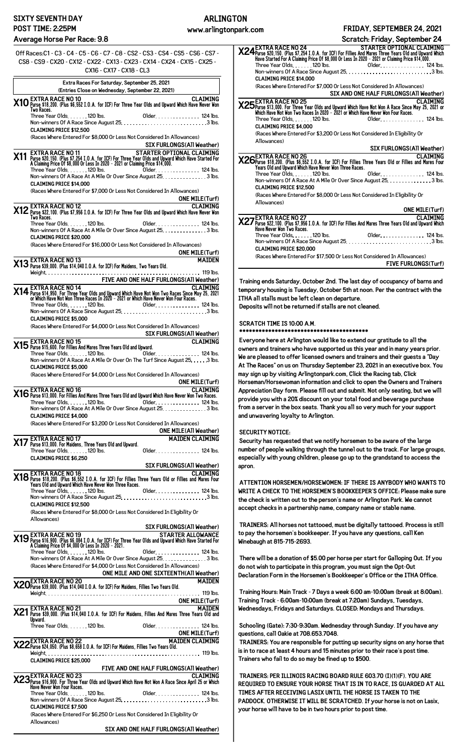**SIXTY SEVENTH DAY** **ARLINGTON**
**POST TIME: 2:25PM** www.arlingtonpark.com **FRIDAY, SEPTEMBER 24, 2021**
**Average Horse Per Race: 9.8** **Scratch: Friday, September 24**

Off Races:C1 - C3 - C4 - C5 - C6 - C7 - C8 - CS2 - CS3 - CS4 - CS5 - CS6 - CS7 - CS8 - CS9 - CX20 - CX12 - CX22 - CX13 - CX23 - CX14 - CX24 - CX15 - CX25 - CX16 - CX17 - CX18 - CL3

**Extra Races For Saturday, September 25, 2021**
**(Entries Close on Wednesday, September 22, 2021)**

**X10 EXTRA RACE NO 10** — **CLAIMING**
Purse $18,200. (Plus $6,552 I.O.A. for ICF) For Three Year Olds and Upward Which Have Never Won Two Races.
Three Year Olds. . . . . . .120 lbs. Older. . . . . . . . . . . . . . . 124 lbs.
Non-winners Of A Race Since August 25. . . . . . . . . . . . . . . . . . . . . . . . . . . . .3 lbs.
CLAIMING PRICE $12,500
(Races Where Entered For $8,000 Or Less Not Considered In Allowances)
**SIX FURLONGS(All Weather)**

**X11 EXTRA RACE NO 11** — **STARTER OPTIONAL CLAIMING**
Purse $20,150. (Plus $7,254 I.O.A. for ICF) For Three Year Olds and Upward Which Have Started For A Claiming Price Of $8,000 Or Less In 2020 - 2021 or Claiming Price $14,000.
Three Year Olds. . . . . . .120 lbs. Older. . . . . . . . . . . . . . . 124 lbs.
Non-winners Of A Race At A Mile Or Over Since August 25. . . . . . . . . . . . . . 3 lbs.
CLAIMING PRICE $14,000
(Races Where Entered For $7,000 Or Less Not Considered In Allowances)
**ONE MILE(Turf)**

**X12 EXTRA RACE NO 12** — **CLAIMING**
Purse $22,100. (Plus $7,956 I.O.A. for ICF) For Three Year Olds and Upward Which Have Never Won Two Races.
Three Year Olds. . . . . . .120 lbs. Older. . . . . . . . . . . . . . . 124 lbs.
Non-winners Of A Race At A Mile Or Over Since August 25. . . . . . . . . . . . . . 3 lbs.
CLAIMING PRICE $20,000
(Races Where Entered For $16,000 Or Less Not Considered In Allowances)
**ONE MILE(Turf)**

**X13 EXTRA RACE NO 13** — **MAIDEN**
Purse $39,000. (Plus $14,040 I.O.A. for ICF) For Maidens, Two Years Old.
Weight. . . . . . . . . . . . . . . . . . . . . . . . . . . . . . . . . . . . . . . . . . . . . . . . . . . 119 lbs.
**FIVE AND ONE HALF FURLONGS(All Weather)**

**X14 EXTRA RACE NO 14** — **CLAIMING**
Purse $14,950. For Three Year Olds and Upward Which Have Not Won Two Races Since May 25, 2021 or Which Have Not Won Three Races In 2020 - 2021 or Which Have Never Won Four Races.
Three Year Olds. . . . . . .120 lbs. Older. . . . . . . . . . . . . . . 124 lbs.
Non-winners Of A Race Since August 25. . . . . . . . . . . . . . . . . . . . . . . . . . . . .3 lbs.
CLAIMING PRICE $5,000
(Races Where Entered For $4,000 Or Less Not Considered In Allowances)
**SIX FURLONGS(All Weather)**

**X15 EXTRA RACE NO 15** — **CLAIMING**
Purse $15,600. For Fillies And Mares Three Years Old and Upward.
Three Year Olds. . . . . . .120 lbs. Older. . . . . . . . . . . . . . . 124 lbs.
Non-winners Of A Race At A Mile Or Over On The Turf Since August 25. . . . . .3 lbs.
CLAIMING PRICE $5,000
(Races Where Entered For $4,000 Or Less Not Considered In Allowances)
**ONE MILE(Turf)**

**X16 EXTRA RACE NO 16** — **CLAIMING**
Purse $13,000. For Fillies And Mares Three Years Old and Upward Which Have Never Won Two Races.
Three Year Olds. . . . . . .120 lbs. Older. . . . . . . . . . . . . . . 124 lbs.
Non-winners Of A Race At A Mile Or Over Since August 25. . . . . . . . . . . . . . 3 lbs.
CLAIMING PRICE $4,000
(Races Where Entered For $3,200 Or Less Not Considered In Allowances)
**ONE MILE(All Weather)**

**X17 EXTRA RACE NO 17** — **MAIDEN CLAIMING**
Purse $13,000. For Maidens, Three Years Old and Upward.
Three Year Olds. . . . . . .120 lbs. Older. . . . . . . . . . . . . . . 124 lbs.
CLAIMING PRICE $6,250
**SIX FURLONGS(All Weather)**

**X18 EXTRA RACE NO 18** — **CLAIMING**
Purse $18,200. (Plus $6,552 I.O.A. for ICF) For Fillies Three Years Old or Fillies and Mares Four Years Old and Upward Which Have Never Won Three Races.
Three Year Olds. . . . . . .120 lbs. Older. . . . . . . . . . . . . . . 124 lbs.
Non-winners Of A Race Since August 25. . . . . . . . . . . . . . . . . . . . . . . . . . . . .3 lbs.
CLAIMING PRICE $12,500
(Races Where Entered For $8,000 Or Less Not Considered In Eligibility Or Allowances)
**SIX FURLONGS(All Weather)**

**X19 EXTRA RACE NO 19** — **STARTER ALLOWANCE**
Purse $16,900. (Plus $6,084 I.O.A. for ICF) For Three Year Olds and Upward Which Have Started For A Claiming Price Of $4,000 Or Less In 2020 - 2021.
Three Year Olds. . . . . . .120 lbs. Older. . . . . . . . . . . . . . . 124 lbs.
Non-winners Of A Race At A Mile Or Over Since August 25. . . . . . . . . . . . . . 3 lbs.
(Races Where Entered For $4,000 Or Less Not Considered In Allowances)
**ONE MILE AND ONE SIXTEENTH(All Weather)**

**X20 EXTRA RACE NO 20** — **MAIDEN**
Purse $39,000. (Plus $14,040 I.O.A. for ICF) For Maidens, Fillies Two Years Old.
Weight. . . . . . . . . . . . . . . . . . . . . . . . . . . . . . . . . . . . . . . . . . . . . . . . . . . 119 lbs.
**ONE MILE(Turf)**

**X21 EXTRA RACE NO 21** — **MAIDEN**
Purse $39,000. (Plus $14,040 I.O.A. for ICF) For Maidens, Fillies And Mares Three Years Old and Upward.
Three Year Olds. . . . . . .120 lbs. Older. . . . . . . . . . . . . . . 124 lbs.
**ONE MILE(Turf)**

**X22 EXTRA RACE NO 22** — **MAIDEN CLAIMING**
Purse $24,050. (Plus $8,658 I.O.A. for ICF) For Maidens, Fillies Two Years Old.
Weight. . . . . . . . . . . . . . . . . . . . . . . . . . . . . . . . . . . . . . . . . . . . . . . . . . . 119 lbs.
CLAIMING PRICE $25,000
**FIVE AND ONE HALF FURLONGS(All Weather)**

**X23 EXTRA RACE NO 23** — **CLAIMING**
Purse $16,900. For Three Year Olds and Upward Which Have Not Won A Race Since April 25 or Which Have Never Won Four Races.
Three Year Olds. . . . . . .120 lbs. Older. . . . . . . . . . . . . . . 124 lbs.
Non-winners Of A Race Since August 25. . . . . . . . . . . . . . . . . . . . . . . . . . . . .3 lbs.
CLAIMING PRICE $7,500
(Races Where Entered For $6,250 Or Less Not Considered In Eligibility Or Allowances)
**SIX AND ONE HALF FURLONGS(All Weather)**

**X24 EXTRA RACE NO 24** — **STARTER OPTIONAL CLAIMING**
Purse $20,150. (Plus $7,254 I.O.A. for ICF) For Fillies And Mares Three Years Old and Upward Which Have Started For A Claiming Price Of $8,000 Or Less In 2020 - 2021 or Claiming Price $14,000.
Three Year Olds. . . . . . .120 lbs. Older. . . . . . . . . . . . . . . 124 lbs.
Non-winners Of A Race Since August 25. . . . . . . . . . . . . . . . . . . . . . . . . . . . .3 lbs.
CLAIMING PRICE $14,000
(Races Where Entered For $7,000 Or Less Not Considered In Allowances)
**SIX AND ONE HALF FURLONGS(All Weather)**

**X25 EXTRA RACE NO 25** — **CLAIMING**
Purse $13,000. For Three Year Olds and Upward Which Have Not Won A Race Since May 25, 2021 or Which Have Not Won Two Races In 2020 - 2021 or Which Have Never Won Four Races.
Three Year Olds. . . . . . .120 lbs. Older. . . . . . . . . . . . . . . 124 lbs.
CLAIMING PRICE $4,000
(Races Where Entered For $3,200 Or Less Not Considered In Eligibility Or Allowances)
**SIX FURLONGS(All Weather)**

**X26 EXTRA RACE NO 26** — **CLAIMING**
Purse $18,200. (Plus $6,552 I.O.A. for ICF) For Fillies Three Years Old or Fillies and Mares Four Years Old and Upward Which Have Never Won Three Races.
Three Year Olds. . . . . . .120 lbs. Older. . . . . . . . . . . . . . . 124 lbs.
Non-winners Of A Race At A Mile Or Over Since August 25. . . . . . . . . . . . . . 3 lbs.
CLAIMING PRICE $12,500
(Races Where Entered For $8,000 Or Less Not Considered In Eligibility Or Allowances)
**ONE MILE(Turf)**

**X27 EXTRA RACE NO 27** — **CLAIMING**
Purse $22,100. (Plus $7,956 I.O.A. for ICF) For Fillies And Mares Three Years Old and Upward Which Have Never Won Two Races.
Three Year Olds. . . . . . .120 lbs. Older. . . . . . . . . . . . . . . 124 lbs.
Non-winners Of A Race Since August 25. . . . . . . . . . . . . . . . . . . . . . . . . . . . .3 lbs.
CLAIMING PRICE $20,000
(Races Where Entered For $17,500 Or Less Not Considered In Allowances)
**FIVE FURLONGS(Turf)**

Training ends Saturday, October 2nd. The last day of occupancy of barns and temporary housing is Tuesday, October 5th at noon. Per the contract with the ITHA all stalls must be left clean on departure.
Deposits will not be returned if stalls are not cleaned.

SCRATCH TIME IS 10:00 A.M.
****************************************

Everyone here at Arlington would like to extend our gratitude to all the owners and trainers who have supported us this year and in many years prior. We are pleased to offer licensed owners and trainers and their guests a "Day At The Races" on us on Thursday September 23, 2021 in an executive box. You may sign up by visiting Arlingtonpark.com, Click the Racing tab, Click Horseman/Horsewoman information and click to open the Owners and Trainers Appreciation Day form. Please fill out and submit. Not only seating, but we will provide you with a 20% discount on your total food and beverage purchase from a server in the box seats. Thank you all so very much for your support and unwavering loyalty to Arlington.

SECURITY NOTICE:
Security has requested that we notify horsemen to be aware of the large number of people walking through the tunnel out to the track. For large groups, especially with young children, please go up to the grandstand to access the apron.

ATTENTION HORSEMEN/HORSEWOMEN: IF THERE IS ANYBODY WHO WANTS TO WRITE A CHECK TO THE HORSEMEN'S BOOKKEEPER'S OFFICE: Please make sure the check is written out to the person's name or Arlington Park. We cannot accept checks in a partnership name, company name or stable name.

TRAINERS: All horses not tattooed, must be digitally tattooed. Process is still to pay the horsemen's bookkeeper. If you have any questions, call Ken Winebaugh at 815-715-2693.

There will be a donation of $5.00 per horse per start for Galloping Out. If you do not wish to participate in this program, you must sign the Opt-Out Declaration Form in the Horsemen's Bookkeeper's Office or the ITHA Office.

Training Hours: Main Track - 7 Days a week 6:00 am-10:00am (break at 8:00am). Training Track - 6:00am-10:00am (break at 7:20am) Sundays, Tuesdays, Wednesdays, Fridays and Saturdays. CLOSED: Mondays and Thursdays.

Schooling (Gate): 7:30-9:30am. Wednesday through Sunday. If you have any questions, call Oakie at 708.653.7048.

TRAINERS: You are responsible for putting up security signs on any horse that is in to race at least 4 hours and 15 minutes prior to their race's post time. Trainers who fail to do so may be fined up to $500.

TRAINERS: PER ILLINOIS RACING BOARD RULE 603.70 (I)(1)(F). YOU ARE REQUIRED TO ENSURE YOUR HORSE THAT IS IN TO RACE, IS GUARDED AT ALL TIMES AFTER RECEIVING LASIX UNTIL THE HORSE IS TAKEN TO THE PADDOCK. OTHERWISE IT WILL BE SCRATCHED. If your horse is not on Lasix, your horse will have to be in two hours prior to post time.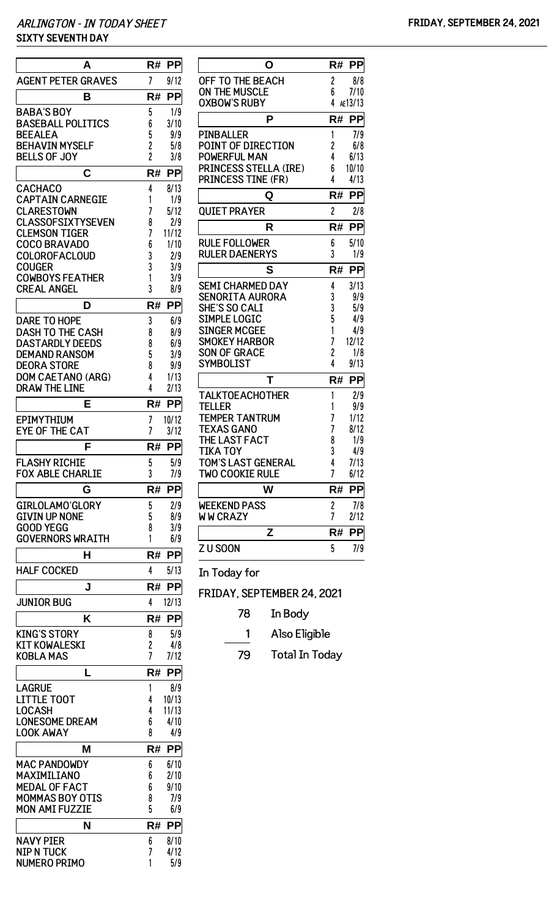*ARLINGTON - IN TODAY SHEET*

**FRIDAY, SEPTEMBER 24, 2021**

**SIXTY SEVENTH DAY**

| A | R# | PP |
|---|---|---|
| AGENT PETER GRAVES | 7 | 9/12 |
| **B** | **R#** | **PP** |
| BABA'S BOY | 5 | 1/9 |
| BASEBALL POLITICS | 6 | 3/10 |
| BEEALEA | 5 | 9/9 |
| BEHAVIN MYSELF | 2 | 5/8 |
| BELLS OF JOY | 2 | 3/8 |
| **C** | **R#** | **PP** |
| CACHACO | 4 | 8/13 |
| CAPTAIN CARNEGIE | 1 | 1/9 |
| CLARESTOWN | 7 | 5/12 |
| CLASSOFSIXTYSEVEN | 8 | 2/9 |
| CLEMSON TIGER | 7 | 11/12 |
| COCO BRAVADO | 6 | 1/10 |
| COLOROFACLOUD | 3 | 2/9 |
| COUGER | 3 | 3/9 |
| COWBOYS FEATHER | 1 | 3/9 |
| CREAL ANGEL | 3 | 8/9 |
| **D** | **R#** | **PP** |
| DARE TO HOPE | 3 | 6/9 |
| DASH TO THE CASH | 8 | 8/9 |
| DASTARDLY DEEDS | 8 | 6/9 |
| DEMAND RANSOM | 5 | 3/9 |
| DEORA STORE | 8 | 9/9 |
| DOM CAETANO (ARG) | 4 | 1/13 |
| DRAW THE LINE | 4 | 2/13 |
| **E** | **R#** | **PP** |
| EPIMYTHIUM | 7 | 10/12 |
| EYE OF THE CAT | 7 | 3/12 |
| **F** | **R#** | **PP** |
| FLASHY RICHIE | 5 | 5/9 |
| FOX ABLE CHARLIE | 3 | 7/9 |
| **G** | **R#** | **PP** |
| GIRLOLAMO'GLORY | 5 | 2/9 |
| GIVIN UP NONE | 5 | 8/9 |
| GOOD YEGG | 8 | 3/9 |
| GOVERNORS WRAITH | 1 | 6/9 |
| **H** | **R#** | **PP** |
| HALF COCKED | 4 | 5/13 |
| **J** | **R#** | **PP** |
| JUNIOR BUG | 4 | 12/13 |
| **K** | **R#** | **PP** |
| KING'S STORY | 8 | 5/9 |
| KIT KOWALESKI | 2 | 4/8 |
| KOBLA MAS | 7 | 7/12 |
| **L** | **R#** | **PP** |
| LAGRUE | 1 | 8/9 |
| LITTLE TOOT | 4 | 10/13 |
| LOCASH | 4 | 11/13 |
| LONESOME DREAM | 6 | 4/10 |
| LOOK AWAY | 8 | 4/9 |
| **M** | **R#** | **PP** |
| MAC PANDOWDY | 6 | 6/10 |
| MAXIMILIANO | 6 | 2/10 |
| MEDAL OF FACT | 6 | 9/10 |
| MOMMAS BOY OTIS | 8 | 7/9 |
| MON AMI FUZZIE | 5 | 6/9 |
| **N** | **R#** | **PP** |
| NAVY PIER | 6 | 8/10 |
| NIP N TUCK | 7 | 4/12 |
| NUMERO PRIMO | 1 | 5/9 |
| **O** | **R#** | **PP** |
| OFF TO THE BEACH | 2 | 8/8 |
| ON THE MUSCLE | 6 | 7/10 |
| OXBOW'S RUBY | 4 | AE13/13 |
| **P** | **R#** | **PP** |
| PINBALLER | 1 | 7/9 |
| POINT OF DIRECTION | 2 | 6/8 |
| POWERFUL MAN | 4 | 6/13 |
| PRINCESS STELLA (IRE) | 6 | 10/10 |
| PRINCESS TINE (FR) | 4 | 4/13 |
| **Q** | **R#** | **PP** |
| QUIET PRAYER | 2 | 2/8 |
| **R** | **R#** | **PP** |
| RULE FOLLOWER | 6 | 5/10 |
| RULER DAENERYS | 3 | 1/9 |
| **S** | **R#** | **PP** |
| SEMI CHARMED DAY | 4 | 3/13 |
| SENORITA AURORA | 3 | 9/9 |
| SHE'S SO CALI | 3 | 5/9 |
| SIMPLE LOGIC | 5 | 4/9 |
| SINGER MCGEE | 1 | 4/9 |
| SMOKEY HARBOR | 7 | 12/12 |
| SON OF GRACE | 2 | 1/8 |
| SYMBOLIST | 4 | 9/13 |
| **T** | **R#** | **PP** |
| TALKTOEACHOTHER | 1 | 2/9 |
| TELLER | 1 | 9/9 |
| TEMPER TANTRUM | 7 | 1/12 |
| TEXAS GANO | 7 | 8/12 |
| THE LAST FACT | 8 | 1/9 |
| TIKA TOY | 3 | 4/9 |
| TOM'S LAST GENERAL | 4 | 7/13 |
| TWO COOKIE RULE | 7 | 6/12 |
| **W** | **R#** | **PP** |
| WEEKEND PASS | 2 | 7/8 |
| W W CRAZY | 7 | 2/12 |
| **Z** | **R#** | **PP** |
| Z U SOON | 5 | 7/9 |

In Today for

FRIDAY, SEPTEMBER 24, 2021

| | |
|---|---|
| 78 | In Body |
| 1 | Also Eligible |
| 79 | Total In Today |